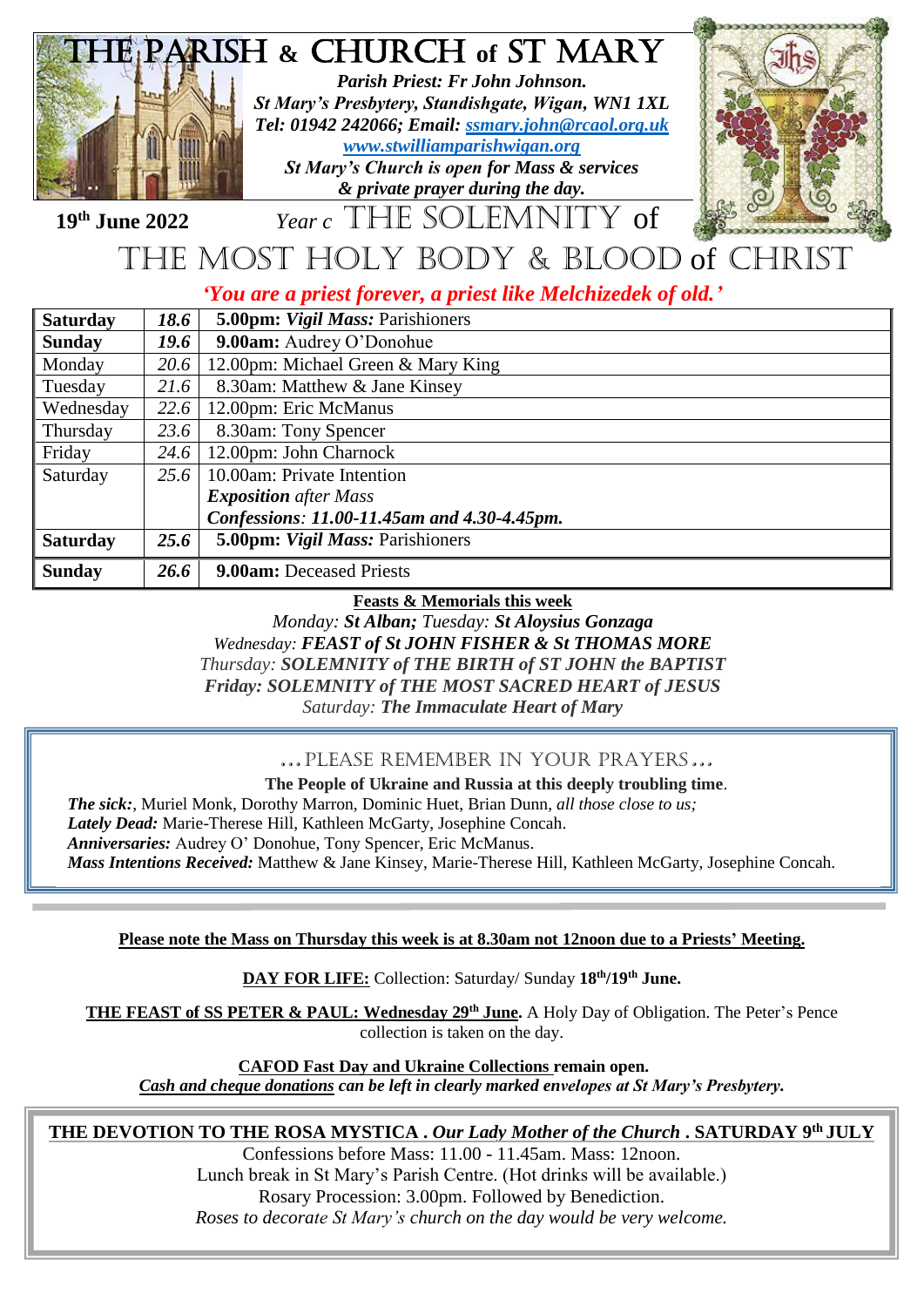# THE PARISH & CHURCH of ST MARY

***Parish Priest: Fr John Johnson.***
***St Mary's Presbytery, Standishgate, Wigan, WN1 1XL***
***Tel: 01942 242066; Email: ssmary.john@rcaol.org.uk***
***www.stwilliamparishwigan.org***
***St Mary's Church is open for Mass & services***
***& private prayer during the day.***

**19th June 2022** *Year c* THE SOLEMNITY of

## THE MOST HOLY BODY & BLOOD of CHRIST

***'You are a priest forever, a priest like Melchizedek of old.'***

| | | |
|---|---|---|
| **Saturday** | ***18.6*** | **5.00pm:** ***Vigil Mass:*** Parishioners |
| **Sunday** | ***19.6*** | **9.00am:** Audrey O'Donohue |
| Monday | *20.6* | 12.00pm: Michael Green & Mary King |
| Tuesday | *21.6* | 8.30am: Matthew & Jane Kinsey |
| Wednesday | *22.6* | 12.00pm: Eric McManus |
| Thursday | *23.6* | 8.30am: Tony Spencer |
| Friday | *24.6* | 12.00pm: John Charnock |
| Saturday | *25.6* | 10.00am: Private Intention<br>***Exposition*** *after Mass*<br>***Confessions****: 11.00-11.45am and 4.30-4.45pm.* |
| **Saturday** | ***25.6*** | **5.00pm:** ***Vigil Mass:*** Parishioners |
| **Sunday** | ***26.6*** | **9.00am:** Deceased Priests |

**Feasts & Memorials this week**

*Monday:* ***St Alban; Tuesday: St Aloysius Gonzaga***
*Wednesday:* ***FEAST of St JOHN FISHER & St THOMAS MORE***
*Thursday:* ***SOLEMNITY of THE BIRTH of ST JOHN the BAPTIST***
***Friday: SOLEMNITY of THE MOST SACRED HEART of JESUS***
*Saturday:* ***The Immaculate Heart of Mary***

### …PLEASE REMEMBER IN YOUR PRAYERS…

**The People of Ukraine and Russia at this deeply troubling time**.

***The sick:***, Muriel Monk, Dorothy Marron, Dominic Huet, Brian Dunn, *all those close to us;*
***Lately Dead:*** Marie-Therese Hill, Kathleen McGarty, Josephine Concah.
***Anniversaries:*** Audrey O' Donohue, Tony Spencer, Eric McManus.
***Mass Intentions Received:*** Matthew & Jane Kinsey, Marie-Therese Hill, Kathleen McGarty, Josephine Concah.

**Please note the Mass on Thursday this week is at 8.30am not 12noon due to a Priests' Meeting.**

**DAY FOR LIFE:** Collection: Saturday/ Sunday **18th/19th June.**

**THE FEAST of SS PETER & PAUL: Wednesday 29th June.** A Holy Day of Obligation. The Peter's Pence collection is taken on the day.

**CAFOD Fast Day and Ukraine Collections remain open.**
***Cash and cheque donations can be left in clearly marked envelopes at St Mary's Presbytery.***

**THE DEVOTION TO THE ROSA MYSTICA . *Our Lady Mother of the Church* . SATURDAY 9th JULY**

Confessions before Mass: 11.00 - 11.45am. Mass: 12noon.
Lunch break in St Mary's Parish Centre. (Hot drinks will be available.)
Rosary Procession: 3.00pm. Followed by Benediction.
*Roses to decorate St Mary's church on the day would be very welcome.*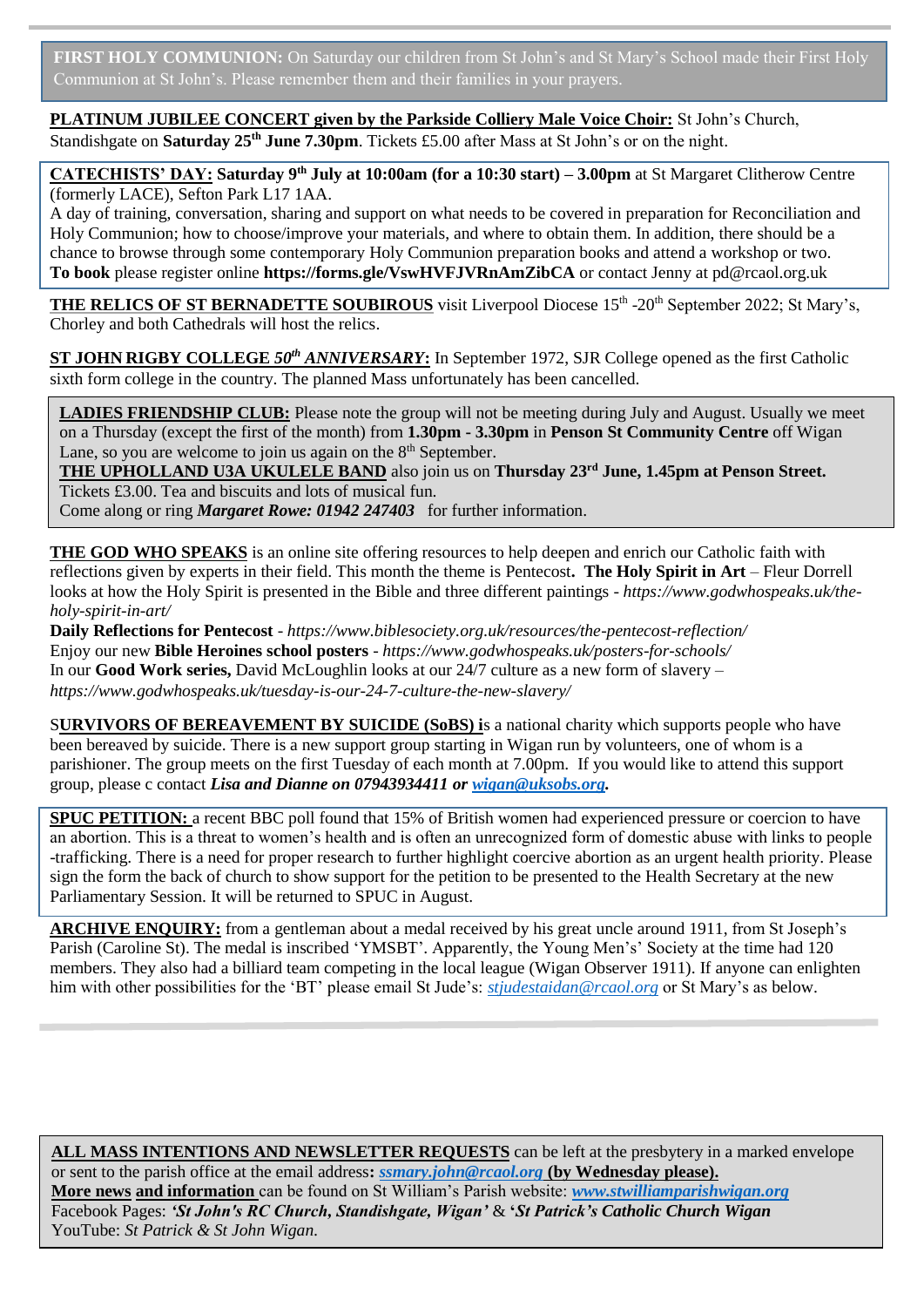**FIRST HOLY COMMUNION:** On Saturday our children from St John's and St Mary's School made their First Holy Communion at St John's. Please remember them and their families in your prayers.

**PLATINUM JUBILEE CONCERT given by the Parkside Colliery Male Voice Choir:** St John's Church, Standishgate on **Saturday 25th June 7.30pm**. Tickets £5.00 after Mass at St John's or on the night.

**CATECHISTS' DAY: Saturday 9th July at 10:00am (for a 10:30 start) – 3.00pm** at St Margaret Clitherow Centre (formerly LACE), Sefton Park L17 1AA.
A day of training, conversation, sharing and support on what needs to be covered in preparation for Reconciliation and Holy Communion; how to choose/improve your materials, and where to obtain them. In addition, there should be a chance to browse through some contemporary Holy Communion preparation books and attend a workshop or two.
**To book** please register online **https://forms.gle/VswHVFJVRnAmZibCA** or contact Jenny at pd@rcaol.org.uk

**THE RELICS OF ST BERNADETTE SOUBIROUS** visit Liverpool Diocese 15th -20th September 2022; St Mary's, Chorley and both Cathedrals will host the relics.

**ST JOHN RIGBY COLLEGE *50th ANNIVERSARY*:** In September 1972, SJR College opened as the first Catholic sixth form college in the country. The planned Mass unfortunately has been cancelled.

**LADIES FRIENDSHIP CLUB:** Please note the group will not be meeting during July and August. Usually we meet on a Thursday (except the first of the month) from **1.30pm - 3.30pm** in **Penson St Community Centre** off Wigan Lane, so you are welcome to join us again on the 8th September.
**THE UPHOLLAND U3A UKULELE BAND** also join us on **Thursday 23rd June, 1.45pm at Penson Street.** Tickets £3.00. Tea and biscuits and lots of musical fun.
Come along or ring ***Margaret Rowe: 01942 247403*** for further information.

**THE GOD WHO SPEAKS** is an online site offering resources to help deepen and enrich our Catholic faith with reflections given by experts in their field. This month the theme is Pentecost**. The Holy Spirit in Art** – Fleur Dorrell looks at how the Holy Spirit is presented in the Bible and three different paintings - *https://www.godwhospeaks.uk/the-holy-spirit-in-art/*
**Daily Reflections for Pentecost** - *https://www.biblesociety.org.uk/resources/the-pentecost-reflection/*
Enjoy our new **Bible Heroines school posters** - *https://www.godwhospeaks.uk/posters-for-schools/*
In our **Good Work series,** David McLoughlin looks at our 24/7 culture as a new form of slavery – *https://www.godwhospeaks.uk/tuesday-is-our-24-7-culture-the-new-slavery/*

S**URVIVORS OF BEREAVEMENT BY SUICIDE (SoBS) i**s a national charity which supports people who have been bereaved by suicide. There is a new support group starting in Wigan run by volunteers, one of whom is a parishioner. The group meets on the first Tuesday of each month at 7.00pm. If you would like to attend this support group, please c contact ***Lisa and Dianne on 07943934411 or wigan@uksobs.org.***

**SPUC PETITION:** a recent BBC poll found that 15% of British women had experienced pressure or coercion to have an abortion. This is a threat to women's health and is often an unrecognized form of domestic abuse with links to people -trafficking. There is a need for proper research to further highlight coercive abortion as an urgent health priority. Please sign the form the back of church to show support for the petition to be presented to the Health Secretary at the new Parliamentary Session. It will be returned to SPUC in August.

**ARCHIVE ENQUIRY:** from a gentleman about a medal received by his great uncle around 1911, from St Joseph's Parish (Caroline St). The medal is inscribed 'YMSBT'. Apparently, the Young Men's' Society at the time had 120 members. They also had a billiard team competing in the local league (Wigan Observer 1911). If anyone can enlighten him with other possibilities for the 'BT' please email St Jude's: *stjudestaidan@rcaol.org* or St Mary's as below.

**ALL MASS INTENTIONS AND NEWSLETTER REQUESTS** can be left at the presbytery in a marked envelope or sent to the parish office at the email address**: *ssmary.john@rcaol.org* (by Wednesday please).**
**More news and information** can be found on St William's Parish website: ***www.stwilliamparishwigan.org***
Facebook Pages: ***'St John's RC Church, Standishgate, Wigan'*** & **'*St Patrick's Catholic Church Wigan***
YouTube: *St Patrick & St John Wigan.*